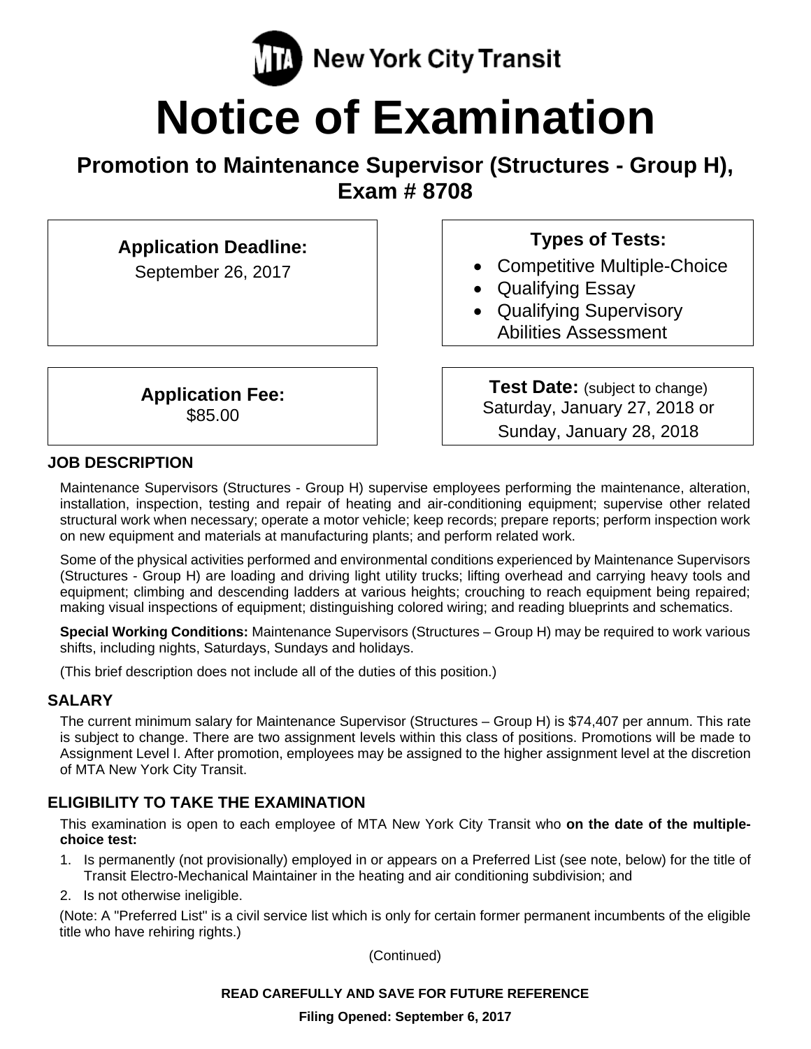New York City Transit

# Notice of Examination

## Promotion to Maintenance Supervisor (Structures - Group H), Exam # 8708

**Application Deadline:**
September 26, 2017

**Types of Tests:**

- Competitive Multiple-Choice
- Qualifying Essay
- Qualifying Supervisory Abilities Assessment

**Application Fee:**
$85.00

**Test Date:** (subject to change)
Saturday, January 27, 2018 or
Sunday, January 28, 2018

### JOB DESCRIPTION

Maintenance Supervisors (Structures - Group H) supervise employees performing the maintenance, alteration, installation, inspection, testing and repair of heating and air-conditioning equipment; supervise other related structural work when necessary; operate a motor vehicle; keep records; prepare reports; perform inspection work on new equipment and materials at manufacturing plants; and perform related work.

Some of the physical activities performed and environmental conditions experienced by Maintenance Supervisors (Structures - Group H) are loading and driving light utility trucks; lifting overhead and carrying heavy tools and equipment; climbing and descending ladders at various heights; crouching to reach equipment being repaired; making visual inspections of equipment; distinguishing colored wiring; and reading blueprints and schematics.

**Special Working Conditions:** Maintenance Supervisors (Structures – Group H) may be required to work various shifts, including nights, Saturdays, Sundays and holidays.

(This brief description does not include all of the duties of this position.)

### SALARY

The current minimum salary for Maintenance Supervisor (Structures – Group H) is $74,407 per annum. This rate is subject to change. There are two assignment levels within this class of positions. Promotions will be made to Assignment Level I. After promotion, employees may be assigned to the higher assignment level at the discretion of MTA New York City Transit.

### ELIGIBILITY TO TAKE THE EXAMINATION

This examination is open to each employee of MTA New York City Transit who **on the date of the multiple-choice test:**

1. Is permanently (not provisionally) employed in or appears on a Preferred List (see note, below) for the title of Transit Electro-Mechanical Maintainer in the heating and air conditioning subdivision; and
2. Is not otherwise ineligible.

(Note: A "Preferred List" is a civil service list which is only for certain former permanent incumbents of the eligible title who have rehiring rights.)

(Continued)

**READ CAREFULLY AND SAVE FOR FUTURE REFERENCE**

**Filing Opened: September 6, 2017**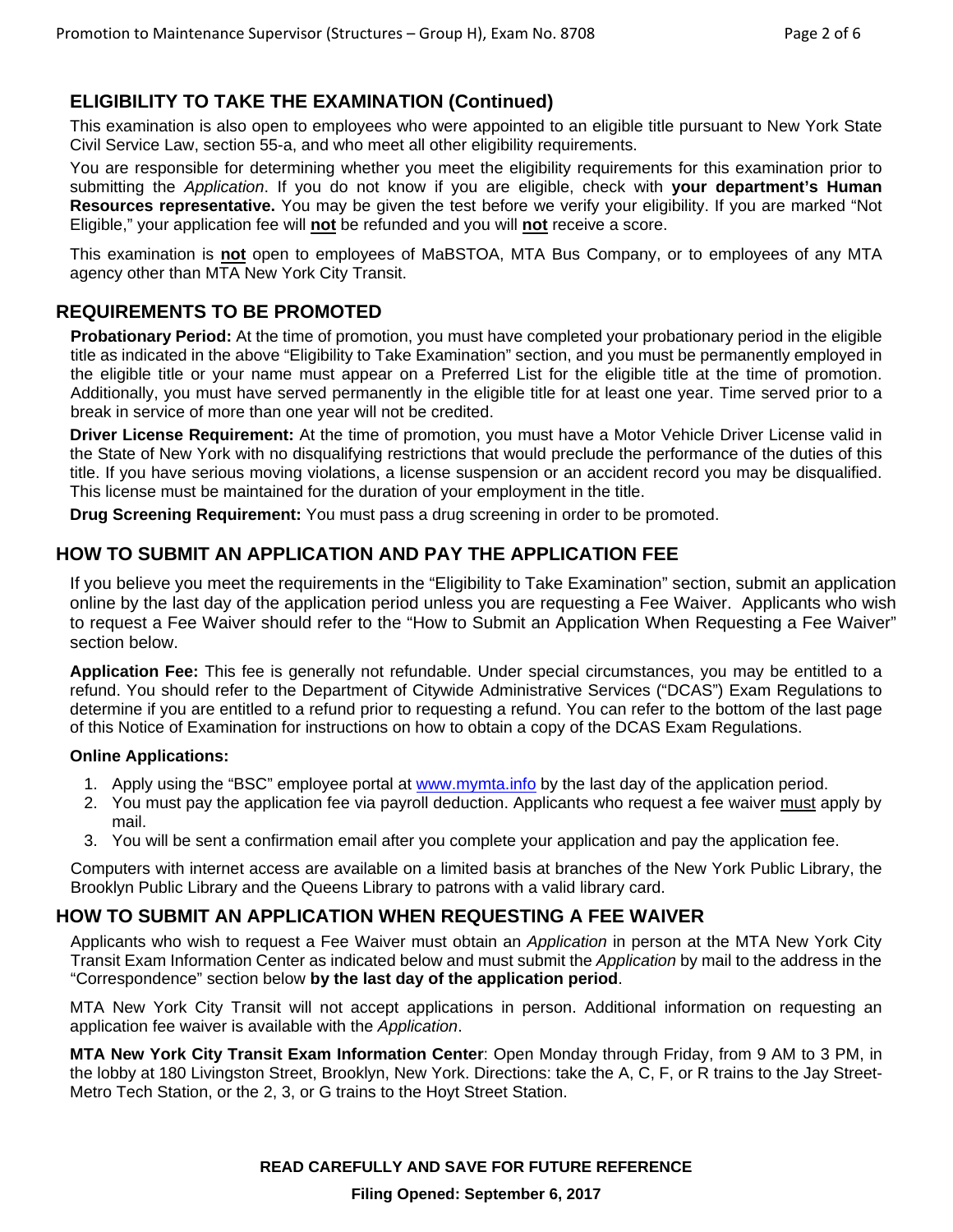## ELIGIBILITY TO TAKE THE EXAMINATION (Continued)

This examination is also open to employees who were appointed to an eligible title pursuant to New York State Civil Service Law, section 55-a, and who meet all other eligibility requirements.

You are responsible for determining whether you meet the eligibility requirements for this examination prior to submitting the *Application*. If you do not know if you are eligible, check with **your department's Human Resources representative.** You may be given the test before we verify your eligibility. If you are marked "Not Eligible," your application fee will **not** be refunded and you will **not** receive a score.

This examination is **not** open to employees of MaBSTOA, MTA Bus Company, or to employees of any MTA agency other than MTA New York City Transit.

## REQUIREMENTS TO BE PROMOTED

**Probationary Period:** At the time of promotion, you must have completed your probationary period in the eligible title as indicated in the above "Eligibility to Take Examination" section, and you must be permanently employed in the eligible title or your name must appear on a Preferred List for the eligible title at the time of promotion. Additionally, you must have served permanently in the eligible title for at least one year. Time served prior to a break in service of more than one year will not be credited.

**Driver License Requirement:** At the time of promotion, you must have a Motor Vehicle Driver License valid in the State of New York with no disqualifying restrictions that would preclude the performance of the duties of this title. If you have serious moving violations, a license suspension or an accident record you may be disqualified. This license must be maintained for the duration of your employment in the title.

**Drug Screening Requirement:** You must pass a drug screening in order to be promoted.

## HOW TO SUBMIT AN APPLICATION AND PAY THE APPLICATION FEE

If you believe you meet the requirements in the "Eligibility to Take Examination" section, submit an application online by the last day of the application period unless you are requesting a Fee Waiver. Applicants who wish to request a Fee Waiver should refer to the "How to Submit an Application When Requesting a Fee Waiver" section below.

**Application Fee:** This fee is generally not refundable. Under special circumstances, you may be entitled to a refund. You should refer to the Department of Citywide Administrative Services ("DCAS") Exam Regulations to determine if you are entitled to a refund prior to requesting a refund. You can refer to the bottom of the last page of this Notice of Examination for instructions on how to obtain a copy of the DCAS Exam Regulations.

**Online Applications:**

1. Apply using the "BSC" employee portal at www.mymta.info by the last day of the application period.
2. You must pay the application fee via payroll deduction. Applicants who request a fee waiver must apply by mail.
3. You will be sent a confirmation email after you complete your application and pay the application fee.

Computers with internet access are available on a limited basis at branches of the New York Public Library, the Brooklyn Public Library and the Queens Library to patrons with a valid library card.

## HOW TO SUBMIT AN APPLICATION WHEN REQUESTING A FEE WAIVER

Applicants who wish to request a Fee Waiver must obtain an *Application* in person at the MTA New York City Transit Exam Information Center as indicated below and must submit the *Application* by mail to the address in the "Correspondence" section below **by the last day of the application period**.

MTA New York City Transit will not accept applications in person. Additional information on requesting an application fee waiver is available with the *Application*.

**MTA New York City Transit Exam Information Center**: Open Monday through Friday, from 9 AM to 3 PM, in the lobby at 180 Livingston Street, Brooklyn, New York. Directions: take the A, C, F, or R trains to the Jay Street-Metro Tech Station, or the 2, 3, or G trains to the Hoyt Street Station.

**READ CAREFULLY AND SAVE FOR FUTURE REFERENCE**

**Filing Opened: September 6, 2017**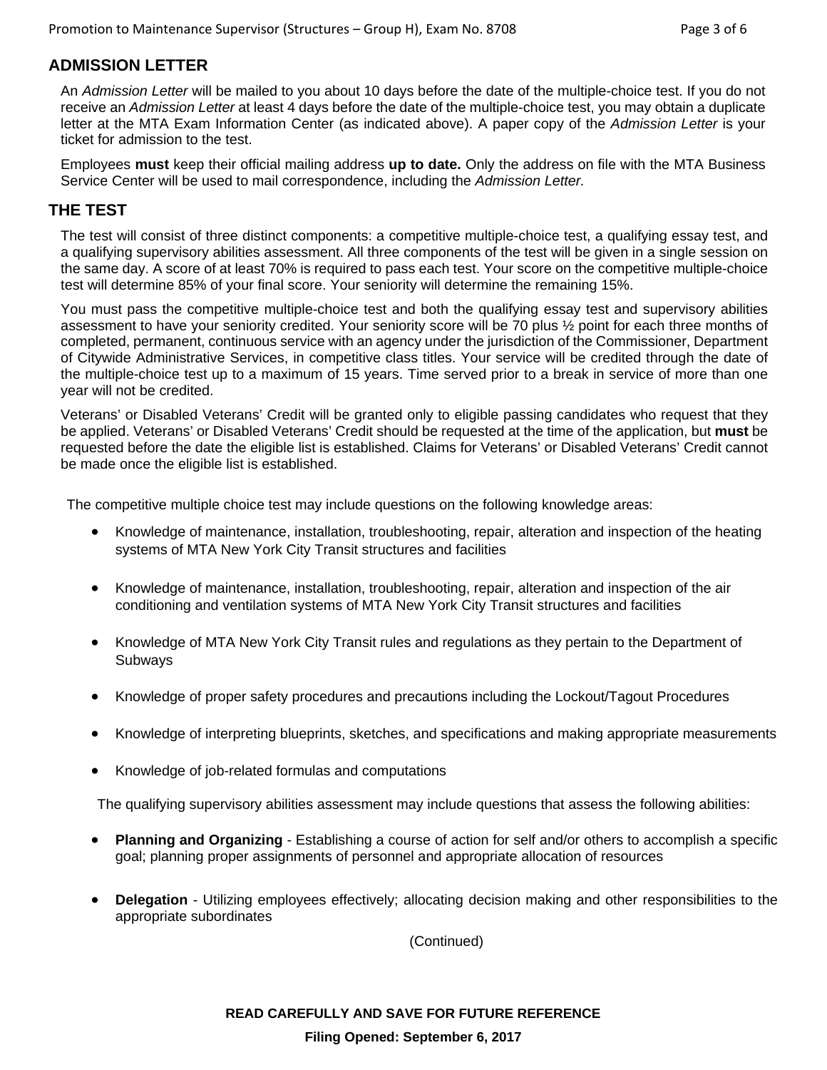## ADMISSION LETTER

An *Admission Letter* will be mailed to you about 10 days before the date of the multiple-choice test. If you do not receive an *Admission Letter* at least 4 days before the date of the multiple-choice test, you may obtain a duplicate letter at the MTA Exam Information Center (as indicated above). A paper copy of the *Admission Letter* is your ticket for admission to the test.

Employees **must** keep their official mailing address **up to date.** Only the address on file with the MTA Business Service Center will be used to mail correspondence, including the *Admission Letter.*

## THE TEST

The test will consist of three distinct components: a competitive multiple-choice test, a qualifying essay test, and a qualifying supervisory abilities assessment. All three components of the test will be given in a single session on the same day. A score of at least 70% is required to pass each test. Your score on the competitive multiple-choice test will determine 85% of your final score. Your seniority will determine the remaining 15%.

You must pass the competitive multiple-choice test and both the qualifying essay test and supervisory abilities assessment to have your seniority credited. Your seniority score will be 70 plus ½ point for each three months of completed, permanent, continuous service with an agency under the jurisdiction of the Commissioner, Department of Citywide Administrative Services, in competitive class titles. Your service will be credited through the date of the multiple-choice test up to a maximum of 15 years. Time served prior to a break in service of more than one year will not be credited.

Veterans' or Disabled Veterans' Credit will be granted only to eligible passing candidates who request that they be applied. Veterans' or Disabled Veterans' Credit should be requested at the time of the application, but **must** be requested before the date the eligible list is established. Claims for Veterans' or Disabled Veterans' Credit cannot be made once the eligible list is established.

The competitive multiple choice test may include questions on the following knowledge areas:

- Knowledge of maintenance, installation, troubleshooting, repair, alteration and inspection of the heating systems of MTA New York City Transit structures and facilities
- Knowledge of maintenance, installation, troubleshooting, repair, alteration and inspection of the air conditioning and ventilation systems of MTA New York City Transit structures and facilities
- Knowledge of MTA New York City Transit rules and regulations as they pertain to the Department of Subways
- Knowledge of proper safety procedures and precautions including the Lockout/Tagout Procedures
- Knowledge of interpreting blueprints, sketches, and specifications and making appropriate measurements
- Knowledge of job-related formulas and computations

The qualifying supervisory abilities assessment may include questions that assess the following abilities:

- **Planning and Organizing** - Establishing a course of action for self and/or others to accomplish a specific goal; planning proper assignments of personnel and appropriate allocation of resources
- **Delegation** - Utilizing employees effectively; allocating decision making and other responsibilities to the appropriate subordinates

(Continued)

**READ CAREFULLY AND SAVE FOR FUTURE REFERENCE**

**Filing Opened: September 6, 2017**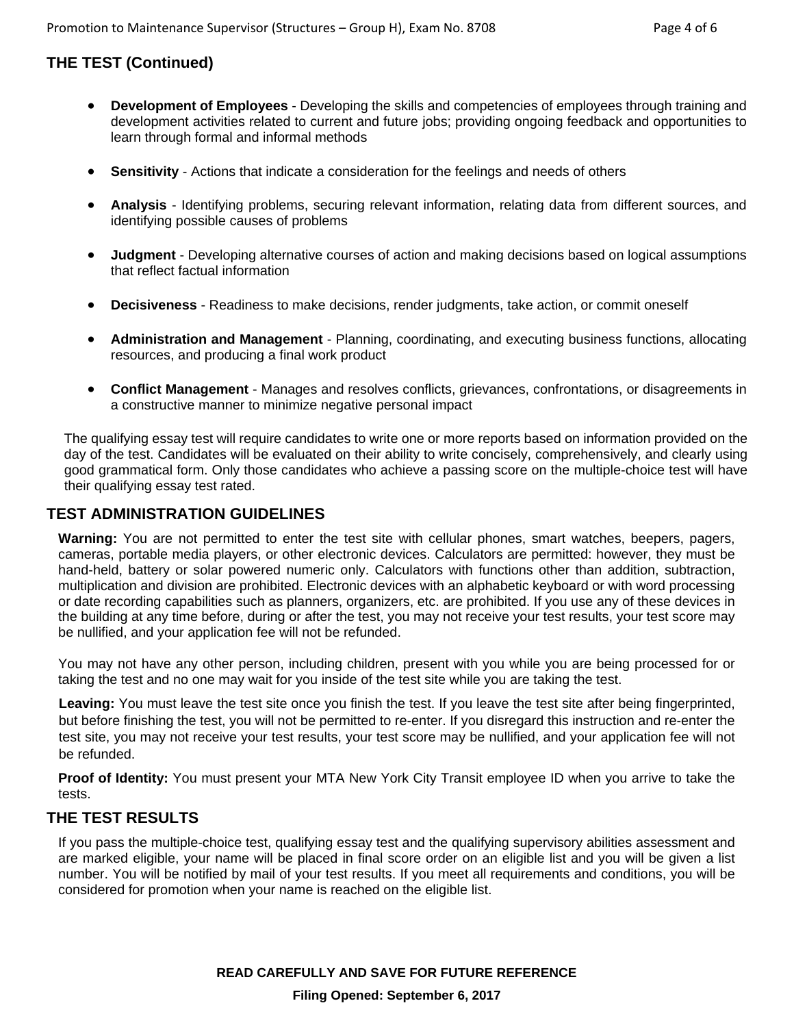## THE TEST (Continued)

- **Development of Employees** - Developing the skills and competencies of employees through training and development activities related to current and future jobs; providing ongoing feedback and opportunities to learn through formal and informal methods
- **Sensitivity** - Actions that indicate a consideration for the feelings and needs of others
- **Analysis** - Identifying problems, securing relevant information, relating data from different sources, and identifying possible causes of problems
- **Judgment** - Developing alternative courses of action and making decisions based on logical assumptions that reflect factual information
- **Decisiveness** - Readiness to make decisions, render judgments, take action, or commit oneself
- **Administration and Management** - Planning, coordinating, and executing business functions, allocating resources, and producing a final work product
- **Conflict Management** - Manages and resolves conflicts, grievances, confrontations, or disagreements in a constructive manner to minimize negative personal impact

The qualifying essay test will require candidates to write one or more reports based on information provided on the day of the test. Candidates will be evaluated on their ability to write concisely, comprehensively, and clearly using good grammatical form. Only those candidates who achieve a passing score on the multiple-choice test will have their qualifying essay test rated.

## TEST ADMINISTRATION GUIDELINES

**Warning:** You are not permitted to enter the test site with cellular phones, smart watches, beepers, pagers, cameras, portable media players, or other electronic devices. Calculators are permitted: however, they must be hand-held, battery or solar powered numeric only. Calculators with functions other than addition, subtraction, multiplication and division are prohibited. Electronic devices with an alphabetic keyboard or with word processing or date recording capabilities such as planners, organizers, etc. are prohibited. If you use any of these devices in the building at any time before, during or after the test, you may not receive your test results, your test score may be nullified, and your application fee will not be refunded.

You may not have any other person, including children, present with you while you are being processed for or taking the test and no one may wait for you inside of the test site while you are taking the test.

**Leaving:** You must leave the test site once you finish the test. If you leave the test site after being fingerprinted, but before finishing the test, you will not be permitted to re-enter. If you disregard this instruction and re-enter the test site, you may not receive your test results, your test score may be nullified, and your application fee will not be refunded.

**Proof of Identity:** You must present your MTA New York City Transit employee ID when you arrive to take the tests.

## THE TEST RESULTS

If you pass the multiple-choice test, qualifying essay test and the qualifying supervisory abilities assessment and are marked eligible, your name will be placed in final score order on an eligible list and you will be given a list number. You will be notified by mail of your test results. If you meet all requirements and conditions, you will be considered for promotion when your name is reached on the eligible list.

**READ CAREFULLY AND SAVE FOR FUTURE REFERENCE**

**Filing Opened: September 6, 2017**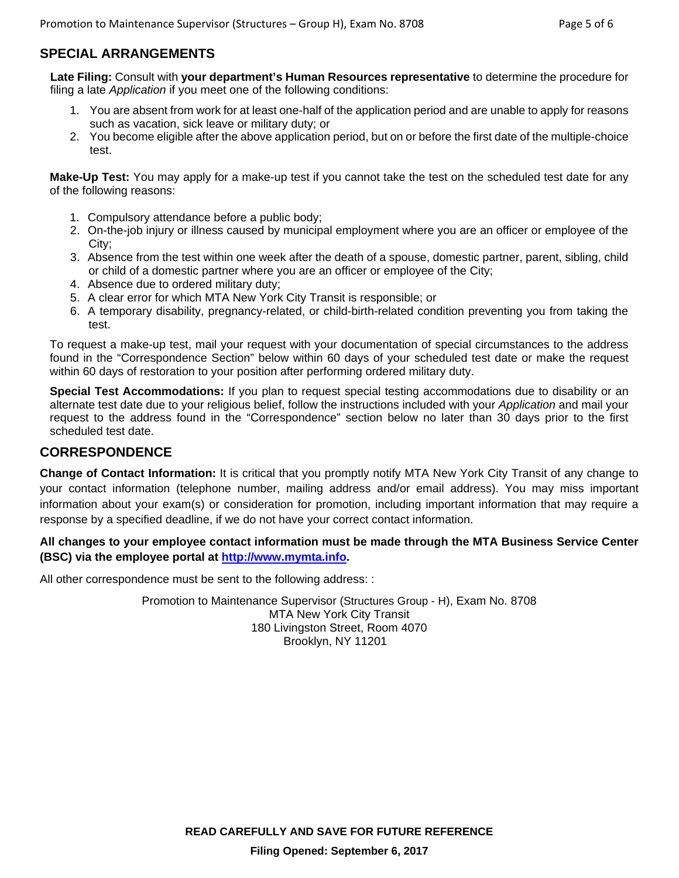## SPECIAL ARRANGEMENTS

**Late Filing:** Consult with **your department's Human Resources representative** to determine the procedure for filing a late *Application* if you meet one of the following conditions:

1. You are absent from work for at least one-half of the application period and are unable to apply for reasons such as vacation, sick leave or military duty; or
2. You become eligible after the above application period, but on or before the first date of the multiple-choice test.

**Make-Up Test:** You may apply for a make-up test if you cannot take the test on the scheduled test date for any of the following reasons:

1. Compulsory attendance before a public body;
2. On-the-job injury or illness caused by municipal employment where you are an officer or employee of the City;
3. Absence from the test within one week after the death of a spouse, domestic partner, parent, sibling, child or child of a domestic partner where you are an officer or employee of the City;
4. Absence due to ordered military duty;
5. A clear error for which MTA New York City Transit is responsible; or
6. A temporary disability, pregnancy-related, or child-birth-related condition preventing you from taking the test.

To request a make-up test, mail your request with your documentation of special circumstances to the address found in the "Correspondence Section" below within 60 days of your scheduled test date or make the request within 60 days of restoration to your position after performing ordered military duty.

**Special Test Accommodations:** If you plan to request special testing accommodations due to disability or an alternate test date due to your religious belief, follow the instructions included with your *Application* and mail your request to the address found in the "Correspondence" section below no later than 30 days prior to the first scheduled test date.

## CORRESPONDENCE

**Change of Contact Information:** It is critical that you promptly notify MTA New York City Transit of any change to your contact information (telephone number, mailing address and/or email address). You may miss important information about your exam(s) or consideration for promotion, including important information that may require a response by a specified deadline, if we do not have your correct contact information.

**All changes to your employee contact information must be made through the MTA Business Service Center (BSC) via the employee portal at [http://www.mymta.info](http://www.mymta.info).**

All other correspondence must be sent to the following address: :

Promotion to Maintenance Supervisor (Structures Group - H), Exam No. 8708
MTA New York City Transit
180 Livingston Street, Room 4070
Brooklyn, NY 11201

**READ CAREFULLY AND SAVE FOR FUTURE REFERENCE**

**Filing Opened: September 6, 2017**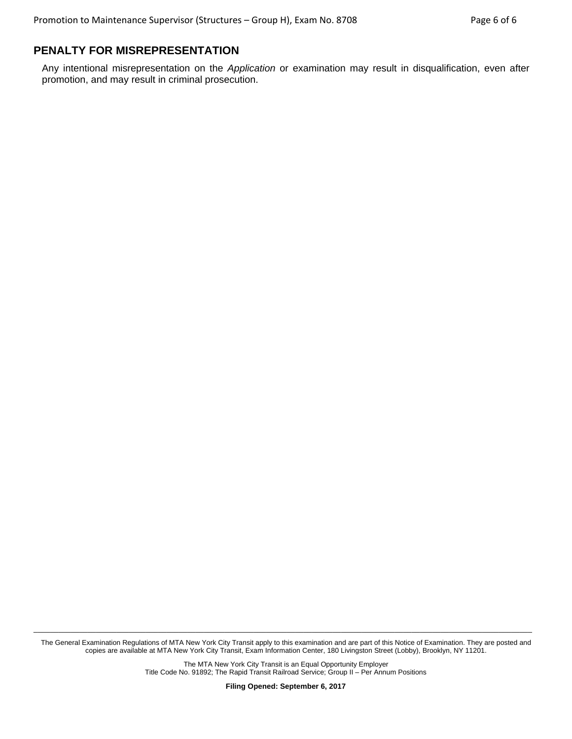## PENALTY FOR MISREPRESENTATION

Any intentional misrepresentation on the *Application* or examination may result in disqualification, even after promotion, and may result in criminal prosecution.

---

The General Examination Regulations of MTA New York City Transit apply to this examination and are part of this Notice of Examination. They are posted and copies are available at MTA New York City Transit, Exam Information Center, 180 Livingston Street (Lobby), Brooklyn, NY 11201.

The MTA New York City Transit is an Equal Opportunity Employer
Title Code No. 91892; The Rapid Transit Railroad Service; Group II – Per Annum Positions

**Filing Opened: September 6, 2017**